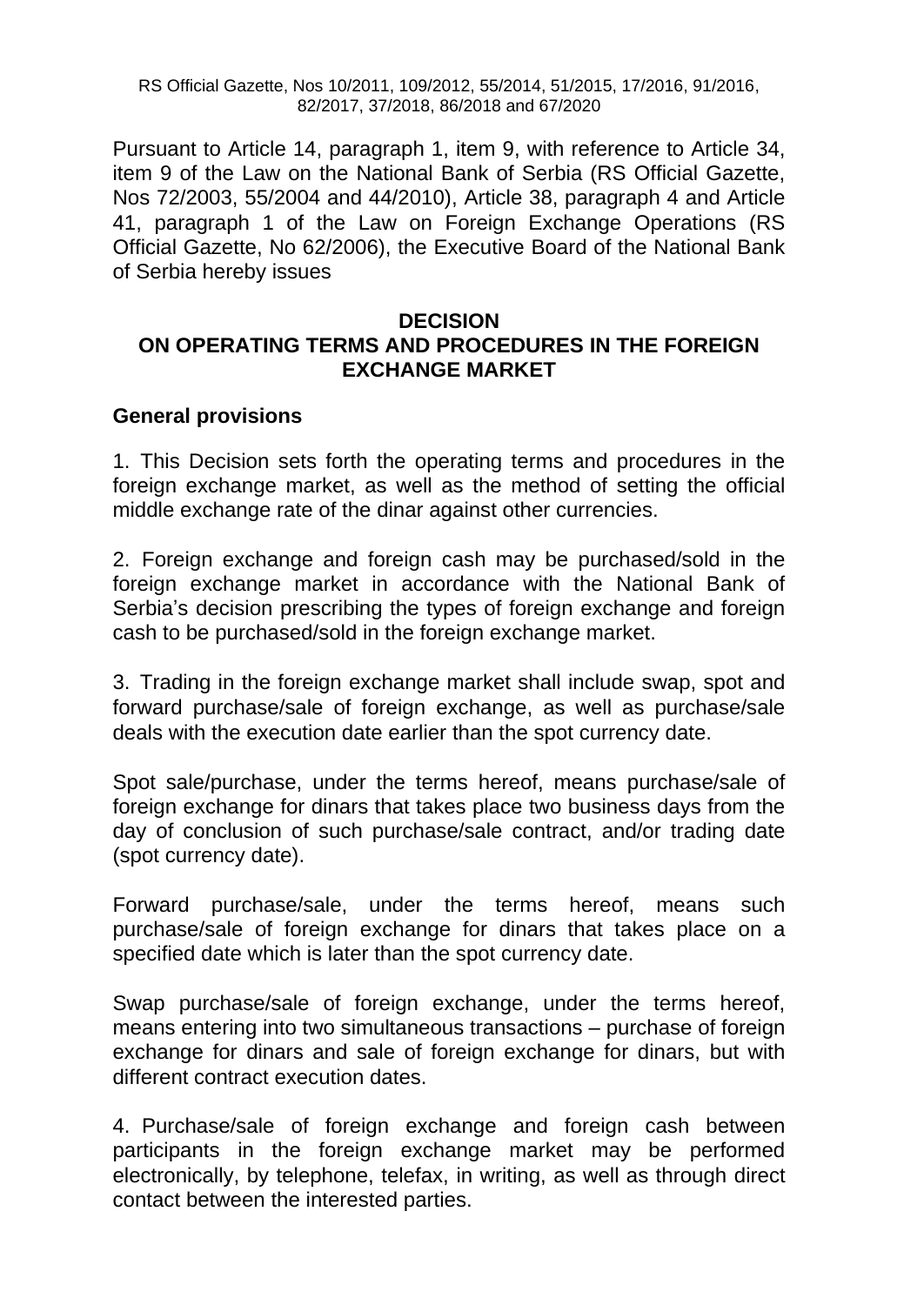RS Official Gazette, Nos 10/2011, 109/2012, 55/2014, 51/2015, 17/2016, 91/2016, 82/2017, 37/2018, 86/2018 and 67/2020

Pursuant to Article 14, paragraph 1, item 9, with reference to Article 34, item 9 of the Law on the National Bank of Serbia (RS Official Gazette, Nos 72/2003, 55/2004 and 44/2010), Article 38, paragraph 4 and Article 41, paragraph 1 of the Law on Foreign Exchange Operations (RS Official Gazette, No 62/2006), the Executive Board of the National Bank of Serbia hereby issues

# DECISION ON OPERATING TERMS AND PROCEDURES IN THE FOREIGN EXCHANGE MARKET

## General provisions

1. This Decision sets forth the operating terms and procedures in the foreign exchange market, as well as the method of setting the official middle exchange rate of the dinar against other currencies.

2. Foreign exchange and foreign cash may be purchased/sold in the foreign exchange market in accordance with the National Bank of Serbia's decision prescribing the types of foreign exchange and foreign cash to be purchased/sold in the foreign exchange market.

3. Trading in the foreign exchange market shall include swap, spot and forward purchase/sale of foreign exchange, as well as purchase/sale deals with the execution date earlier than the spot currency date.

Spot sale/purchase, under the terms hereof, means purchase/sale of foreign exchange for dinars that takes place two business days from the day of conclusion of such purchase/sale contract, and/or trading date (spot currency date).

Forward purchase/sale, under the terms hereof, means such purchase/sale of foreign exchange for dinars that takes place on a specified date which is later than the spot currency date.

Swap purchase/sale of foreign exchange, under the terms hereof, means entering into two simultaneous transactions – purchase of foreign exchange for dinars and sale of foreign exchange for dinars, but with different contract execution dates.

4. Purchase/sale of foreign exchange and foreign cash between participants in the foreign exchange market may be performed electronically, by telephone, telefax, in writing, as well as through direct contact between the interested parties.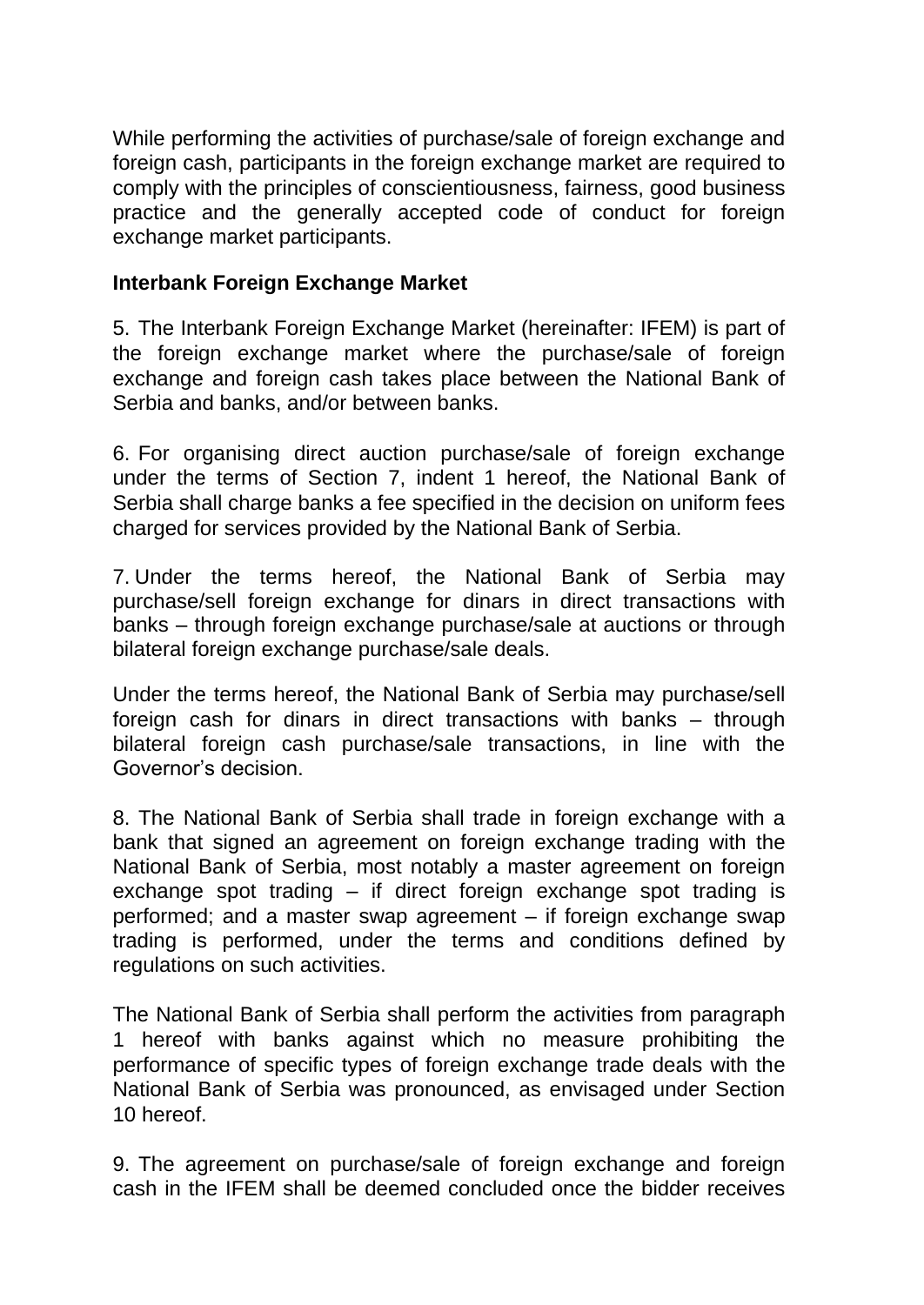While performing the activities of purchase/sale of foreign exchange and foreign cash, participants in the foreign exchange market are required to comply with the principles of conscientiousness, fairness, good business practice and the generally accepted code of conduct for foreign exchange market participants.

**Interbank Foreign Exchange Market**

5. The Interbank Foreign Exchange Market (hereinafter: IFEM) is part of the foreign exchange market where the purchase/sale of foreign exchange and foreign cash takes place between the National Bank of Serbia and banks, and/or between banks.

6. For organising direct auction purchase/sale of foreign exchange under the terms of Section 7, indent 1 hereof, the National Bank of Serbia shall charge banks a fee specified in the decision on uniform fees charged for services provided by the National Bank of Serbia.

7. Under the terms hereof, the National Bank of Serbia may purchase/sell foreign exchange for dinars in direct transactions with banks – through foreign exchange purchase/sale at auctions or through bilateral foreign exchange purchase/sale deals.

Under the terms hereof, the National Bank of Serbia may purchase/sell foreign cash for dinars in direct transactions with banks – through bilateral foreign cash purchase/sale transactions, in line with the Governor's decision.

8. The National Bank of Serbia shall trade in foreign exchange with a bank that signed an agreement on foreign exchange trading with the National Bank of Serbia, most notably a master agreement on foreign exchange spot trading – if direct foreign exchange spot trading is performed; and a master swap agreement – if foreign exchange swap trading is performed, under the terms and conditions defined by regulations on such activities.

The National Bank of Serbia shall perform the activities from paragraph 1 hereof with banks against which no measure prohibiting the performance of specific types of foreign exchange trade deals with the National Bank of Serbia was pronounced, as envisaged under Section 10 hereof.

9. The agreement on purchase/sale of foreign exchange and foreign cash in the IFEM shall be deemed concluded once the bidder receives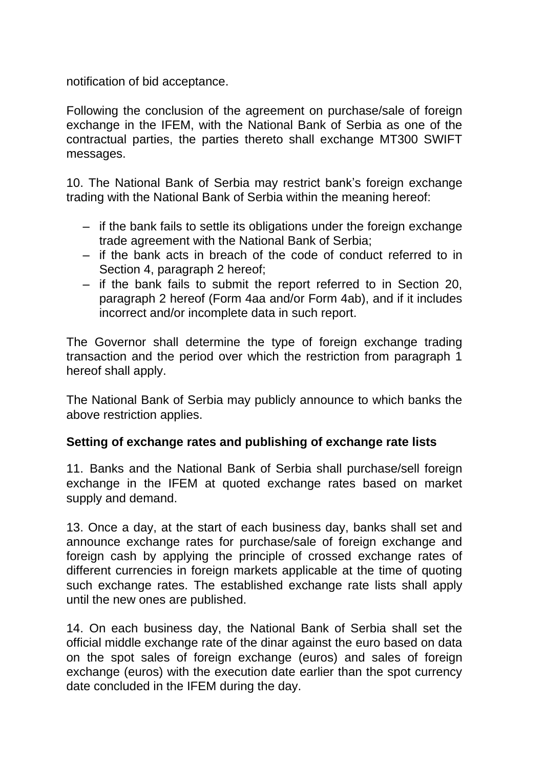notification of bid acceptance.

Following the conclusion of the agreement on purchase/sale of foreign exchange in the IFEM, with the National Bank of Serbia as one of the contractual parties, the parties thereto shall exchange MT300 SWIFT messages.

10. The National Bank of Serbia may restrict bank's foreign exchange trading with the National Bank of Serbia within the meaning hereof:

– if the bank fails to settle its obligations under the foreign exchange trade agreement with the National Bank of Serbia;
– if the bank acts in breach of the code of conduct referred to in Section 4, paragraph 2 hereof;
– if the bank fails to submit the report referred to in Section 20, paragraph 2 hereof (Form 4aa and/or Form 4ab), and if it includes incorrect and/or incomplete data in such report.

The Governor shall determine the type of foreign exchange trading transaction and the period over which the restriction from paragraph 1 hereof shall apply.

The National Bank of Serbia may publicly announce to which banks the above restriction applies.

**Setting of exchange rates and publishing of exchange rate lists**

11. Banks and the National Bank of Serbia shall purchase/sell foreign exchange in the IFEM at quoted exchange rates based on market supply and demand.

13. Once a day, at the start of each business day, banks shall set and announce exchange rates for purchase/sale of foreign exchange and foreign cash by applying the principle of crossed exchange rates of different currencies in foreign markets applicable at the time of quoting such exchange rates. The established exchange rate lists shall apply until the new ones are published.

14. On each business day, the National Bank of Serbia shall set the official middle exchange rate of the dinar against the euro based on data on the spot sales of foreign exchange (euros) and sales of foreign exchange (euros) with the execution date earlier than the spot currency date concluded in the IFEM during the day.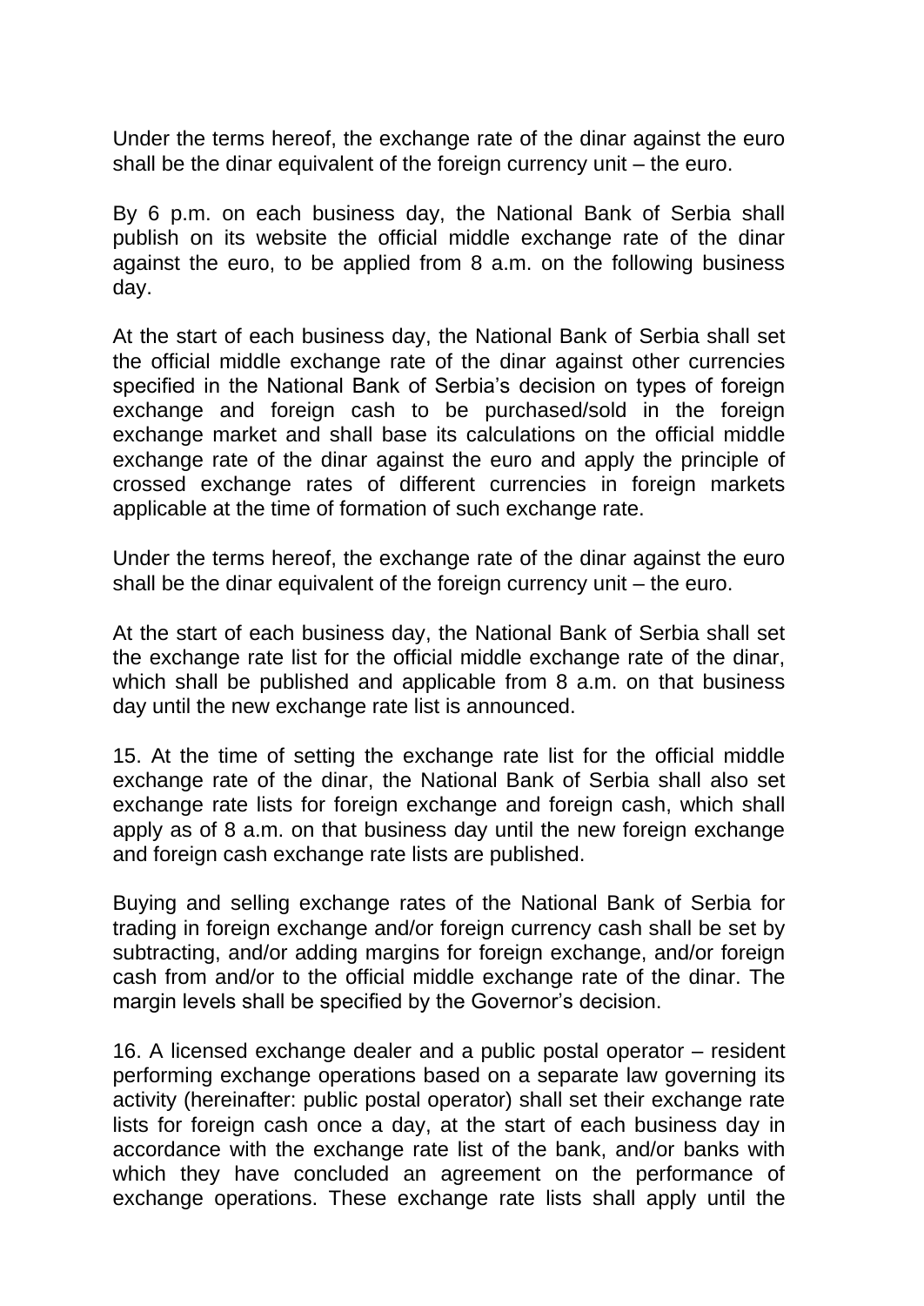Under the terms hereof, the exchange rate of the dinar against the euro shall be the dinar equivalent of the foreign currency unit – the euro.

By 6 p.m. on each business day, the National Bank of Serbia shall publish on its website the official middle exchange rate of the dinar against the euro, to be applied from 8 a.m. on the following business day.

At the start of each business day, the National Bank of Serbia shall set the official middle exchange rate of the dinar against other currencies specified in the National Bank of Serbia's decision on types of foreign exchange and foreign cash to be purchased/sold in the foreign exchange market and shall base its calculations on the official middle exchange rate of the dinar against the euro and apply the principle of crossed exchange rates of different currencies in foreign markets applicable at the time of formation of such exchange rate.

Under the terms hereof, the exchange rate of the dinar against the euro shall be the dinar equivalent of the foreign currency unit – the euro.

At the start of each business day, the National Bank of Serbia shall set the exchange rate list for the official middle exchange rate of the dinar, which shall be published and applicable from 8 a.m. on that business day until the new exchange rate list is announced.

15. At the time of setting the exchange rate list for the official middle exchange rate of the dinar, the National Bank of Serbia shall also set exchange rate lists for foreign exchange and foreign cash, which shall apply as of 8 a.m. on that business day until the new foreign exchange and foreign cash exchange rate lists are published.

Buying and selling exchange rates of the National Bank of Serbia for trading in foreign exchange and/or foreign currency cash shall be set by subtracting, and/or adding margins for foreign exchange, and/or foreign cash from and/or to the official middle exchange rate of the dinar. The margin levels shall be specified by the Governor's decision.

16. A licensed exchange dealer and a public postal operator – resident performing exchange operations based on a separate law governing its activity (hereinafter: public postal operator) shall set their exchange rate lists for foreign cash once a day, at the start of each business day in accordance with the exchange rate list of the bank, and/or banks with which they have concluded an agreement on the performance of exchange operations. These exchange rate lists shall apply until the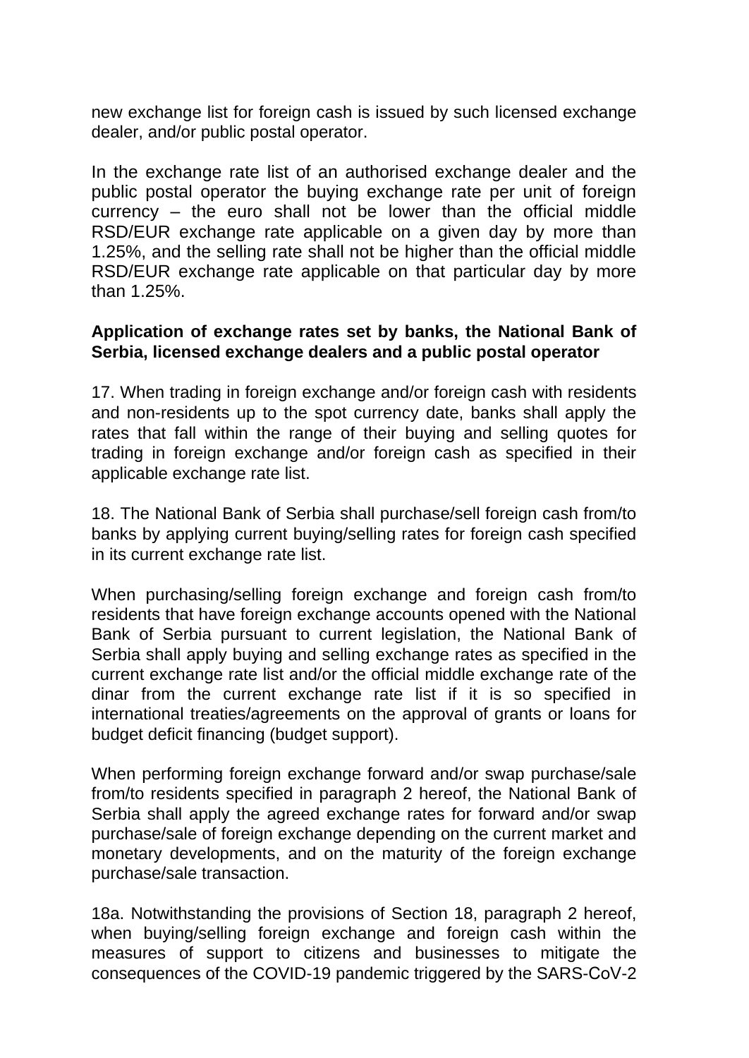new exchange list for foreign cash is issued by such licensed exchange dealer, and/or public postal operator.

In the exchange rate list of an authorised exchange dealer and the public postal operator the buying exchange rate per unit of foreign currency – the euro shall not be lower than the official middle RSD/EUR exchange rate applicable on a given day by more than 1.25%, and the selling rate shall not be higher than the official middle RSD/EUR exchange rate applicable on that particular day by more than 1.25%.

**Application of exchange rates set by banks, the National Bank of Serbia, licensed exchange dealers and a public postal operator**

17. When trading in foreign exchange and/or foreign cash with residents and non-residents up to the spot currency date, banks shall apply the rates that fall within the range of their buying and selling quotes for trading in foreign exchange and/or foreign cash as specified in their applicable exchange rate list.

18. The National Bank of Serbia shall purchase/sell foreign cash from/to banks by applying current buying/selling rates for foreign cash specified in its current exchange rate list.

When purchasing/selling foreign exchange and foreign cash from/to residents that have foreign exchange accounts opened with the National Bank of Serbia pursuant to current legislation, the National Bank of Serbia shall apply buying and selling exchange rates as specified in the current exchange rate list and/or the official middle exchange rate of the dinar from the current exchange rate list if it is so specified in international treaties/agreements on the approval of grants or loans for budget deficit financing (budget support).

When performing foreign exchange forward and/or swap purchase/sale from/to residents specified in paragraph 2 hereof, the National Bank of Serbia shall apply the agreed exchange rates for forward and/or swap purchase/sale of foreign exchange depending on the current market and monetary developments, and on the maturity of the foreign exchange purchase/sale transaction.

18a. Notwithstanding the provisions of Section 18, paragraph 2 hereof, when buying/selling foreign exchange and foreign cash within the measures of support to citizens and businesses to mitigate the consequences of the COVID-19 pandemic triggered by the SARS-CoV-2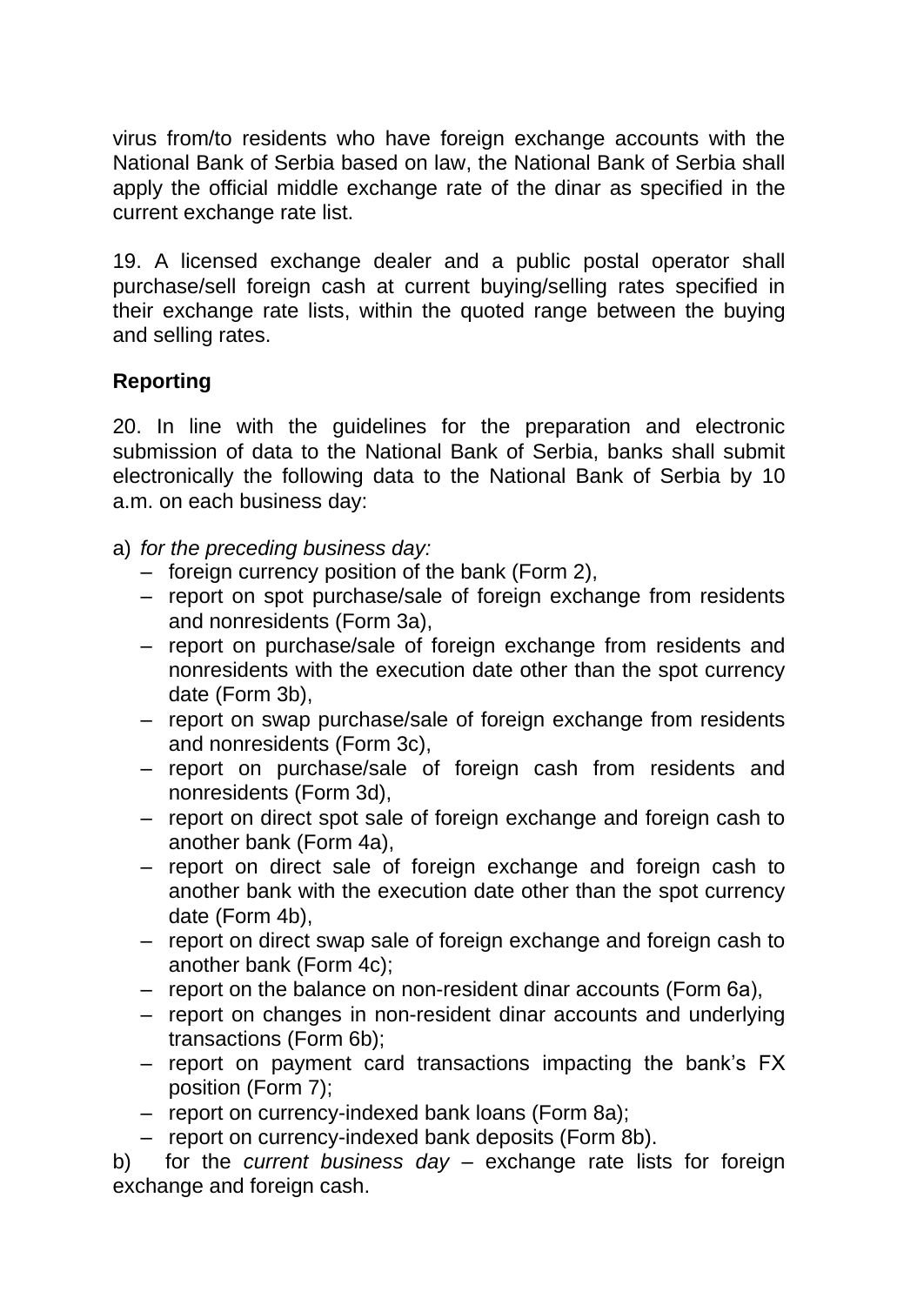virus from/to residents who have foreign exchange accounts with the National Bank of Serbia based on law, the National Bank of Serbia shall apply the official middle exchange rate of the dinar as specified in the current exchange rate list.

19. A licensed exchange dealer and a public postal operator shall purchase/sell foreign cash at current buying/selling rates specified in their exchange rate lists, within the quoted range between the buying and selling rates.

**Reporting**

20. In line with the guidelines for the preparation and electronic submission of data to the National Bank of Serbia, banks shall submit electronically the following data to the National Bank of Serbia by 10 a.m. on each business day:

a) *for the preceding business day:*
   - foreign currency position of the bank (Form 2),
   - report on spot purchase/sale of foreign exchange from residents and nonresidents (Form 3a),
   - report on purchase/sale of foreign exchange from residents and nonresidents with the execution date other than the spot currency date (Form 3b),
   - report on swap purchase/sale of foreign exchange from residents and nonresidents (Form 3c),
   - report on purchase/sale of foreign cash from residents and nonresidents (Form 3d),
   - report on direct spot sale of foreign exchange and foreign cash to another bank (Form 4a),
   - report on direct sale of foreign exchange and foreign cash to another bank with the execution date other than the spot currency date (Form 4b),
   - report on direct swap sale of foreign exchange and foreign cash to another bank (Form 4c);
   - report on the balance on non-resident dinar accounts (Form 6a),
   - report on changes in non-resident dinar accounts and underlying transactions (Form 6b);
   - report on payment card transactions impacting the bank's FX position (Form 7);
   - report on currency-indexed bank loans (Form 8a);
   - report on currency-indexed bank deposits (Form 8b).

b) for the *current business day* – exchange rate lists for foreign exchange and foreign cash.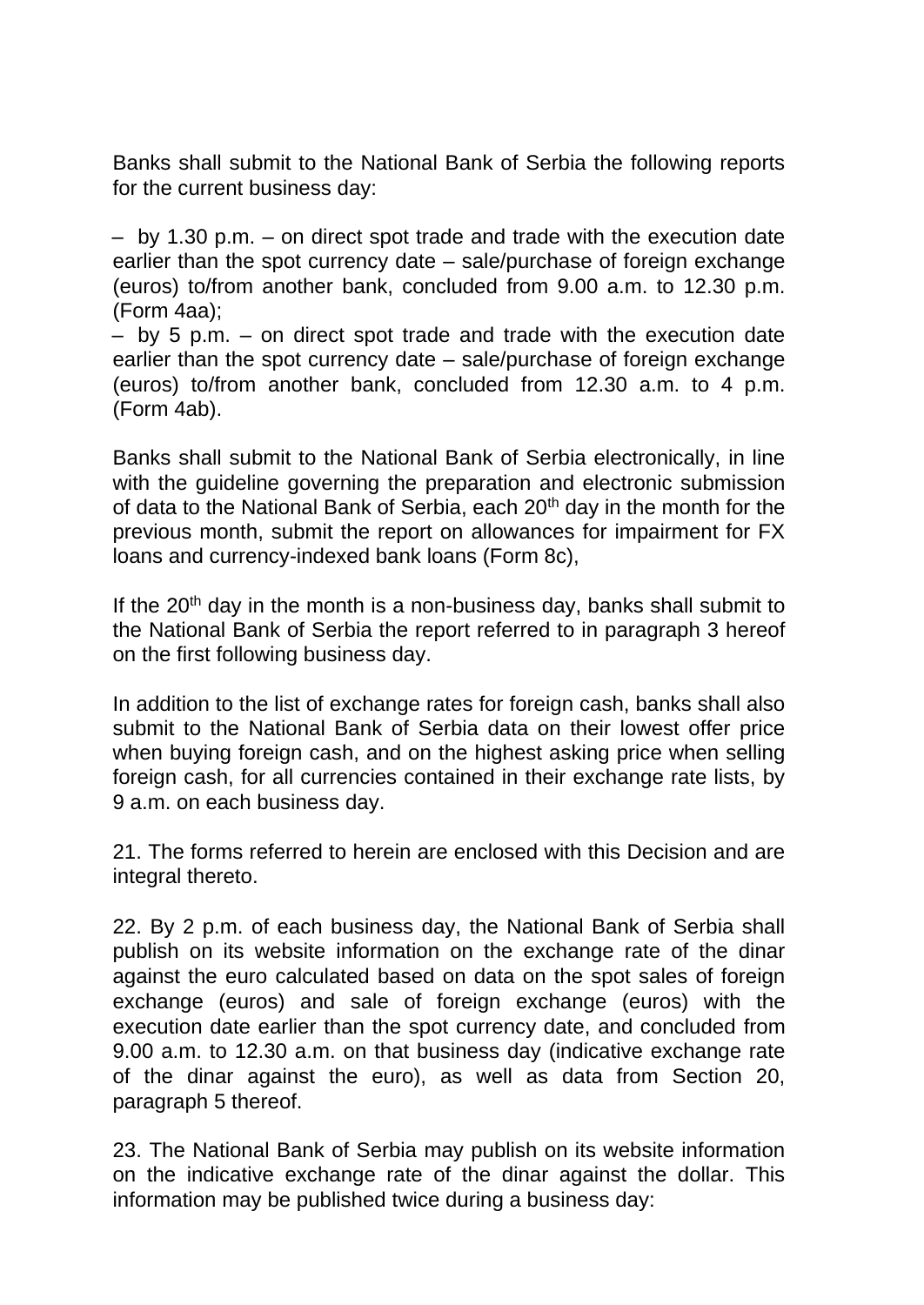Banks shall submit to the National Bank of Serbia the following reports for the current business day:

– by 1.30 p.m. – on direct spot trade and trade with the execution date earlier than the spot currency date – sale/purchase of foreign exchange (euros) to/from another bank, concluded from 9.00 a.m. to 12.30 p.m. (Form 4aa);
– by 5 p.m. – on direct spot trade and trade with the execution date earlier than the spot currency date – sale/purchase of foreign exchange (euros) to/from another bank, concluded from 12.30 a.m. to 4 p.m. (Form 4ab).

Banks shall submit to the National Bank of Serbia electronically, in line with the guideline governing the preparation and electronic submission of data to the National Bank of Serbia, each 20th day in the month for the previous month, submit the report on allowances for impairment for FX loans and currency-indexed bank loans (Form 8c),

If the 20th day in the month is a non-business day, banks shall submit to the National Bank of Serbia the report referred to in paragraph 3 hereof on the first following business day.

In addition to the list of exchange rates for foreign cash, banks shall also submit to the National Bank of Serbia data on their lowest offer price when buying foreign cash, and on the highest asking price when selling foreign cash, for all currencies contained in their exchange rate lists, by 9 a.m. on each business day.

21. The forms referred to herein are enclosed with this Decision and are integral thereto.

22. By 2 p.m. of each business day, the National Bank of Serbia shall publish on its website information on the exchange rate of the dinar against the euro calculated based on data on the spot sales of foreign exchange (euros) and sale of foreign exchange (euros) with the execution date earlier than the spot currency date, and concluded from 9.00 a.m. to 12.30 a.m. on that business day (indicative exchange rate of the dinar against the euro), as well as data from Section 20, paragraph 5 thereof.

23. The National Bank of Serbia may publish on its website information on the indicative exchange rate of the dinar against the dollar. This information may be published twice during a business day: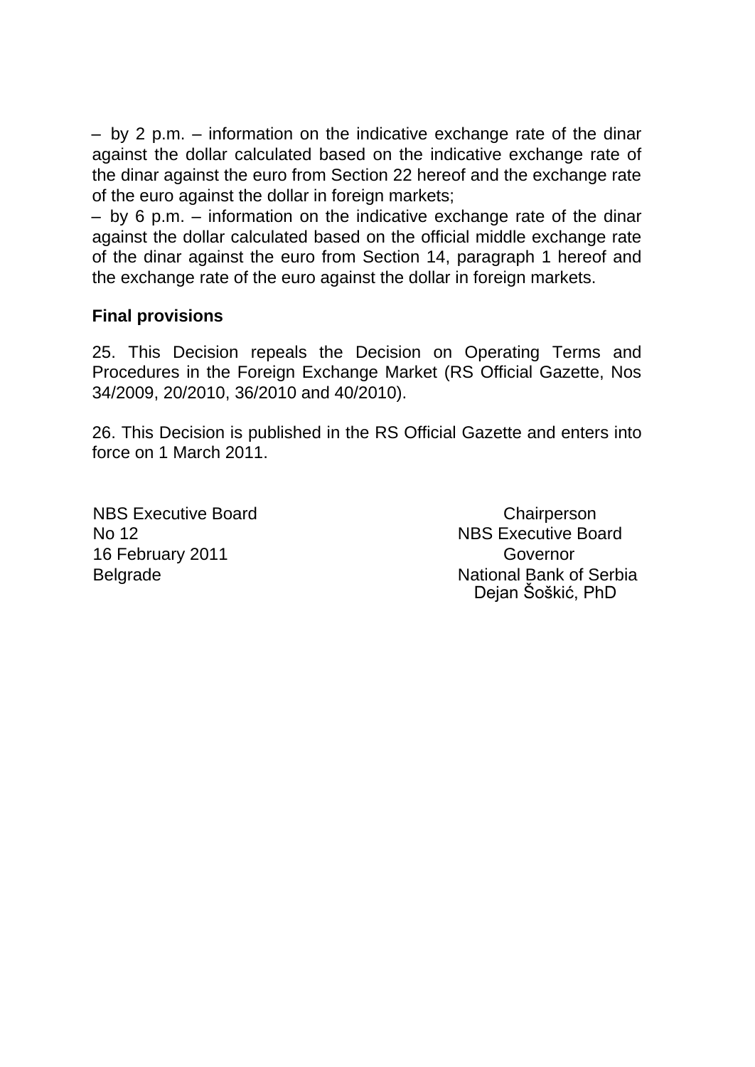– by 2 p.m. – information on the indicative exchange rate of the dinar against the dollar calculated based on the indicative exchange rate of the dinar against the euro from Section 22 hereof and the exchange rate of the euro against the dollar in foreign markets;

– by 6 p.m. – information on the indicative exchange rate of the dinar against the dollar calculated based on the official middle exchange rate of the dinar against the euro from Section 14, paragraph 1 hereof and the exchange rate of the euro against the dollar in foreign markets.

**Final provisions**

25. This Decision repeals the Decision on Operating Terms and Procedures in the Foreign Exchange Market (RS Official Gazette, Nos 34/2009, 20/2010, 36/2010 and 40/2010).

26. This Decision is published in the RS Official Gazette and enters into force on 1 March 2011.

NBS Executive Board
No 12
16 February 2011
Belgrade

Chairperson
NBS Executive Board
Governor
National Bank of Serbia
Dejan Šoškić, PhD